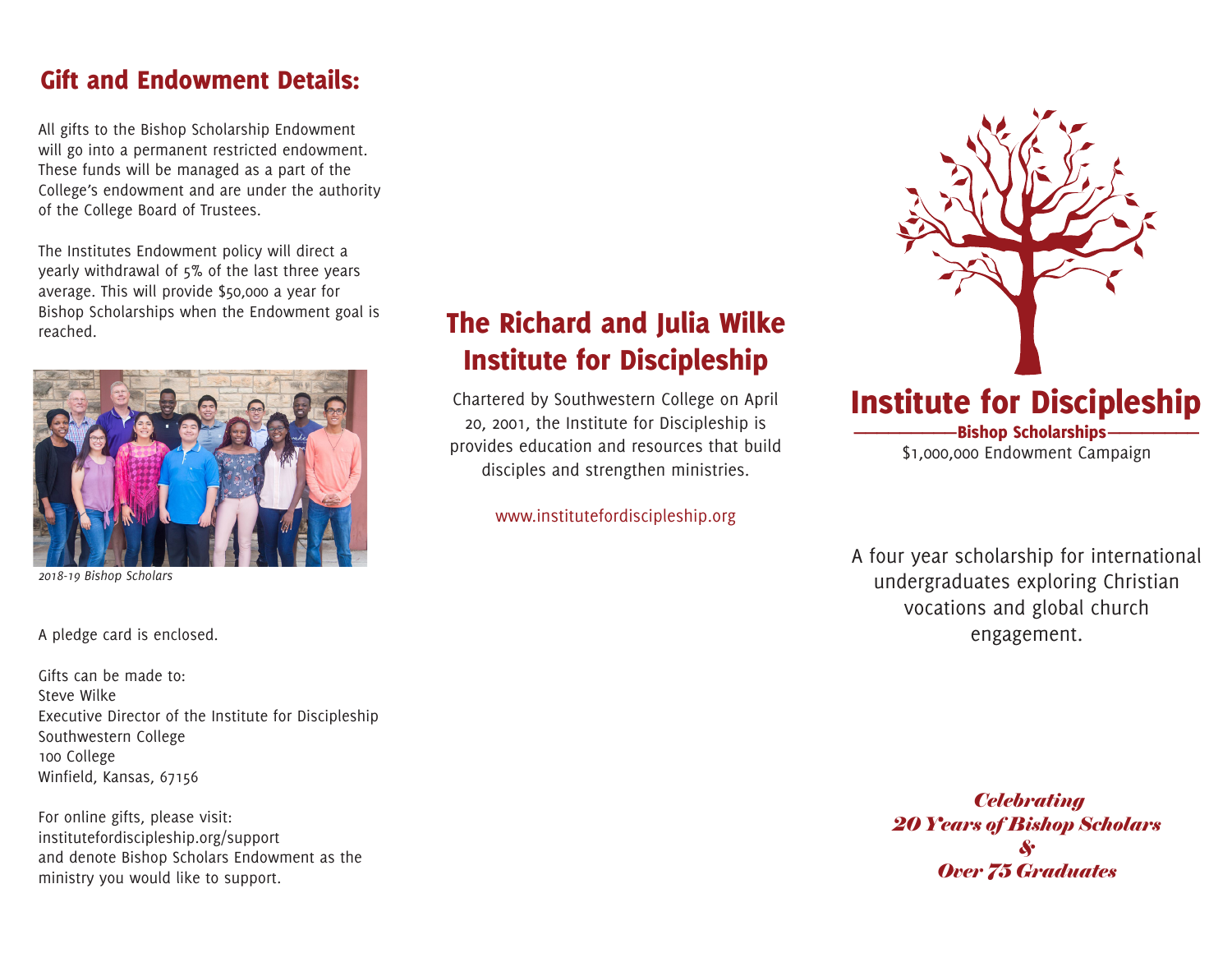## Gift and Endowment Details:

All gifts to the Bishop Scholarship Endowment will go into a permanent restricted endowment. These funds will be managed as a part of the College's endowment and are under the authority of the College Board of Trustees.

The Institutes Endowment policy will direct a yearly withdrawal of 5% of the last three years average. This will provide $50,000 a year for Bishop Scholarships when the Endowment goal is reached.

*2018-19 Bishop Scholars*

A pledge card is enclosed.

Gifts can be made to:
Steve Wilke
Executive Director of the Institute for Discipleship
Southwestern College
100 College
Winfield, Kansas, 67156

For online gifts, please visit:
institutefordiscipleship.org/support
and denote Bishop Scholars Endowment as the ministry you would like to support.

## The Richard and Julia Wilke Institute for Discipleship

Chartered by Southwestern College on April 20, 2001, the Institute for Discipleship is provides education and resources that build disciples and strengthen ministries.

www.institutefordiscipleship.org

# Institute for Discipleship

**Bishop Scholarships**

$1,000,000 Endowment Campaign

A four year scholarship for international undergraduates exploring Christian vocations and global church engagement.

***Celebrating***
***20 Years of Bishop Scholars***
***&***
***Over 75 Graduates***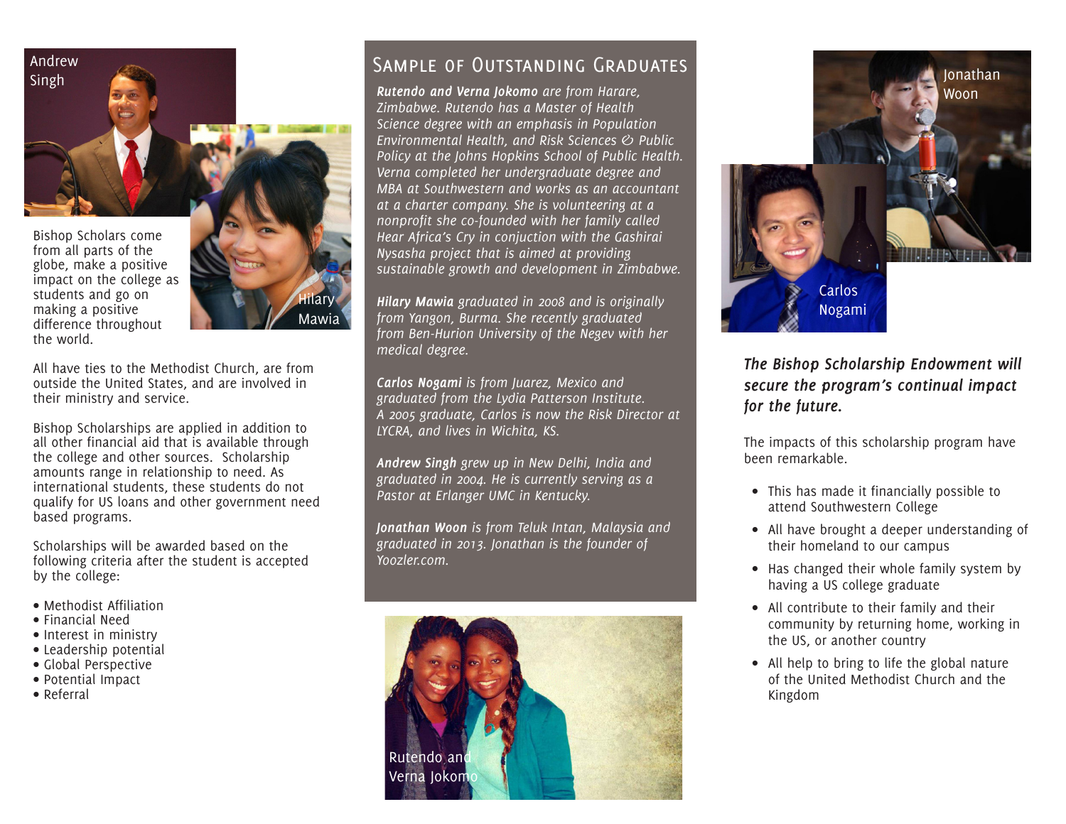Andrew Singh

Hilary Mawia

Bishop Scholars come from all parts of the globe, make a positive impact on the college as students and go on making a positive difference throughout the world.

All have ties to the Methodist Church, are from outside the United States, and are involved in their ministry and service.

Bishop Scholarships are applied in addition to all other financial aid that is available through the college and other sources. Scholarship amounts range in relationship to need. As international students, these students do not qualify for US loans and other government need based programs.

Scholarships will be awarded based on the following criteria after the student is accepted by the college:

- Methodist Affiliation
- Financial Need
- Interest in ministry
- Leadership potential
- Global Perspective
- Potential Impact
- Referral

## Sample of Outstanding Graduates

***Rutendo and Verna Jokomo*** *are from Harare, Zimbabwe. Rutendo has a Master of Health Science degree with an emphasis in Population Environmental Health, and Risk Sciences & Public Policy at the Johns Hopkins School of Public Health. Verna completed her undergraduate degree and MBA at Southwestern and works as an accountant at a charter company. She is volunteering at a nonprofit she co-founded with her family called Hear Africa's Cry in conjuction with the Gashirai Nysasha project that is aimed at providing sustainable growth and development in Zimbabwe.*

***Hilary Mawia*** *graduated in 2008 and is originally from Yangon, Burma. She recently graduated from Ben-Hurion University of the Negev with her medical degree.*

***Carlos Nogami*** *is from Juarez, Mexico and graduated from the Lydia Patterson Institute. A 2005 graduate, Carlos is now the Risk Director at LYCRA, and lives in Wichita, KS.*

***Andrew Singh*** *grew up in New Delhi, India and graduated in 2004. He is currently serving as a Pastor at Erlanger UMC in Kentucky.*

***Jonathan Woon*** *is from Teluk Intan, Malaysia and graduated in 2013. Jonathan is the founder of Yoozler.com.*

Rutendo and Verna Jokomo

Jonathan Woon

Carlos Nogami

***The Bishop Scholarship Endowment will secure the program's continual impact for the future.***

The impacts of this scholarship program have been remarkable.

- This has made it financially possible to attend Southwestern College
- All have brought a deeper understanding of their homeland to our campus
- Has changed their whole family system by having a US college graduate
- All contribute to their family and their community by returning home, working in the US, or another country
- All help to bring to life the global nature of the United Methodist Church and the Kingdom